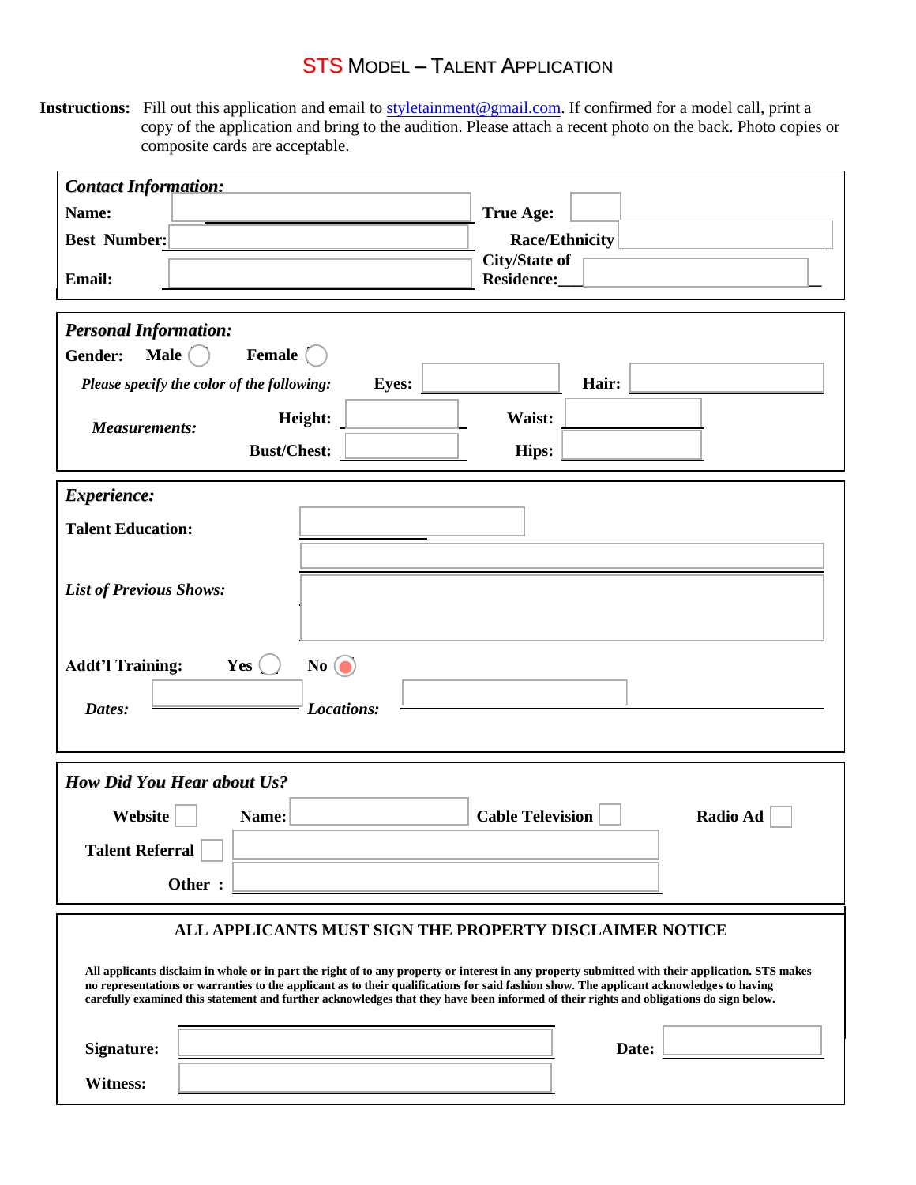# STS MODEL – TALENT APPLICATION

**Instructions:** Fill out this application and email to styletainment@gmail.com. If confirmed for a model call, print a copy of the application and bring to the audition. Please attach a recent photo on the back. Photo copies or composite cards are acceptable.

***Contact Information:***

**Name:** ______________________ **True Age:** ______

**Best Number:** ______________________ **Race/Ethnicity** ______________________

**Email:** ______________________ **City/State of Residence:** ______________________

***Personal Information:***

**Gender:** **Male** ◯ **Female** ◯

*Please specify the color of the following:* **Eyes:** ______________ **Hair:** ______________

***Measurements:*** **Height:** ______________ **Waist:** ______________

**Bust/Chest:** ______________ **Hips:** ______________

***Experience:***

**Talent Education:** ______________________

***List of Previous Shows:*** ______________________

**Addt'l Training:** **Yes** ◯ **No** ◉

***Dates:*** ______________ ***Locations:*** ______________________

***How Did You Hear about Us?***

**Website** ☐ **Name:** ______________ **Cable Television** ☐ **Radio Ad** ☐

**Talent Referral** ☐ ______________________

**Other :** ______________________

**ALL APPLICANTS MUST SIGN THE PROPERTY DISCLAIMER NOTICE**

**All applicants disclaim in whole or in part the right of to any property or interest in any property submitted with their application. STS makes no representations or warranties to the applicant as to their qualifications for said fashion show. The applicant acknowledges to having carefully examined this statement and further acknowledges that they have been informed of their rights and obligations do sign below.**

**Signature:** ______________________ **Date:** ______________

**Witness:** ______________________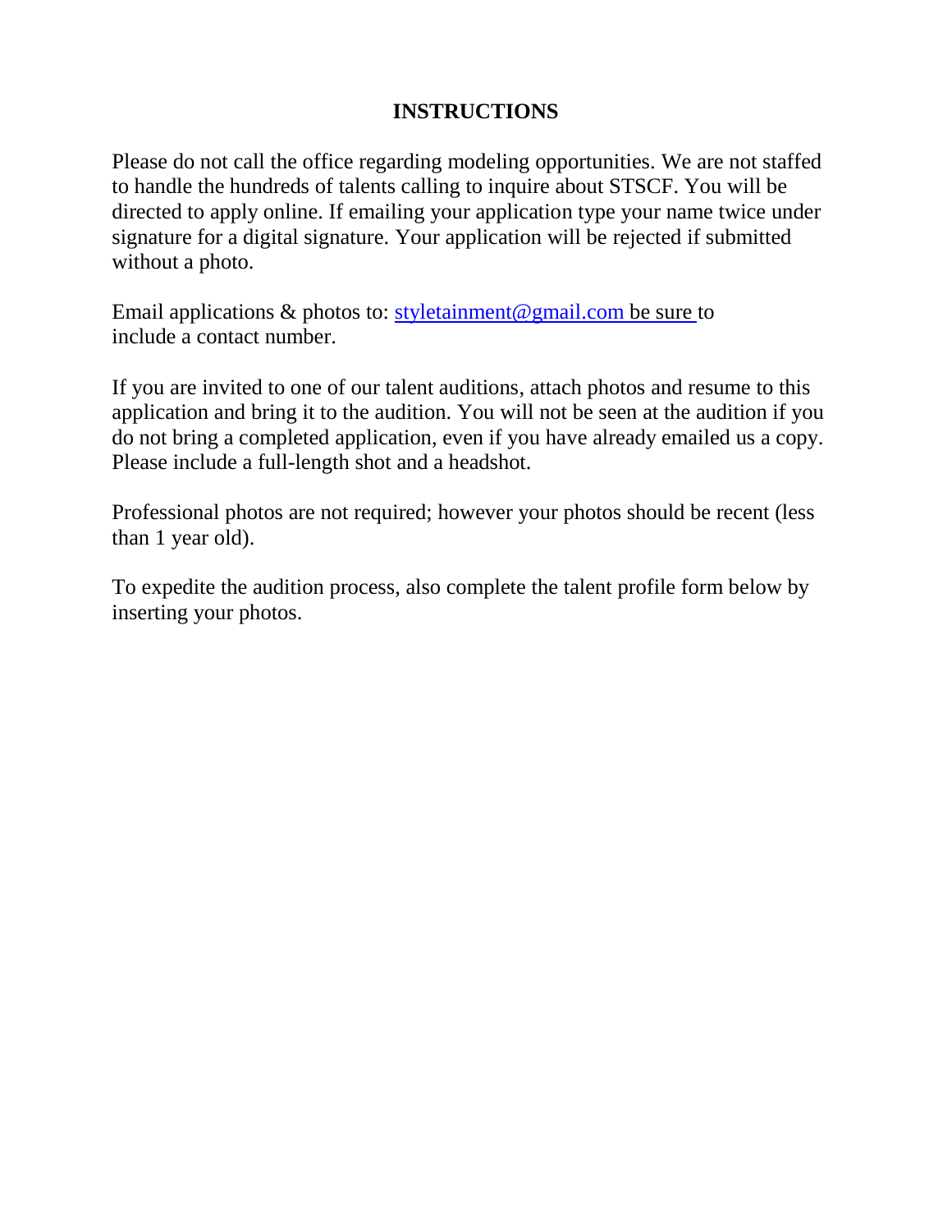## INSTRUCTIONS

Please do not call the office regarding modeling opportunities. We are not staffed to handle the hundreds of talents calling to inquire about STSCF. You will be directed to apply online. If emailing your application type your name twice under signature for a digital signature. Your application will be rejected if submitted without a photo.

Email applications & photos to: styletainment@gmail.com be sure to include a contact number.

If you are invited to one of our talent auditions, attach photos and resume to this application and bring it to the audition. You will not be seen at the audition if you do not bring a completed application, even if you have already emailed us a copy. Please include a full-length shot and a headshot.

Professional photos are not required; however your photos should be recent (less than 1 year old).

To expedite the audition process, also complete the talent profile form below by inserting your photos.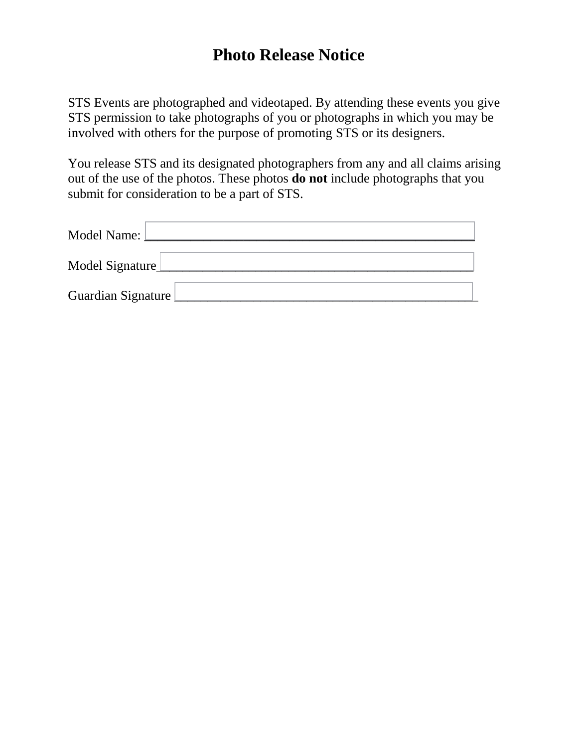# Photo Release Notice

STS Events are photographed and videotaped. By attending these events you give STS permission to take photographs of you or photographs in which you may be involved with others for the purpose of promoting STS or its designers.

You release STS and its designated photographers from any and all claims arising out of the use of the photos. These photos **do not** include photographs that you submit for consideration to be a part of STS.

Model Name: ________________________________________________

Model Signature______________________________________________

Guardian Signature ____________________________________________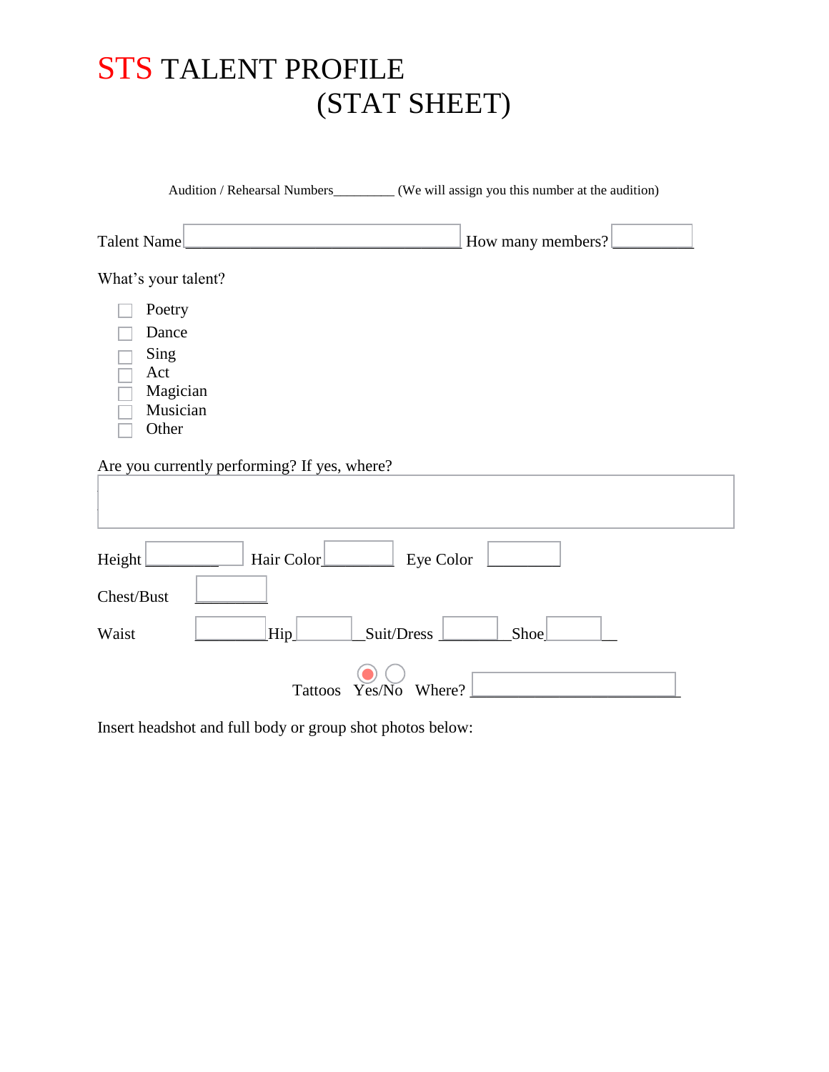# STS TALENT PROFILE (STAT SHEET)

Audition / Rehearsal Numbers_________ (We will assign you this number at the audition)

Talent Name ____________________ How many members? __________

What's your talent?

- ☐ Poetry
- ☐ Dance
- ☐ Sing
- ☐ Act
- ☐ Magician
- ☐ Musician
- ☐ Other

Are you currently performing? If yes, where?

Height __________ Hair Color __________ Eye Color __________

Chest/Bust __________

Waist __________ Hip __________ Suit/Dress __________ Shoe __________

Tattoos ◉ ○ Yes/No Where? __________

Insert headshot and full body or group shot photos below: